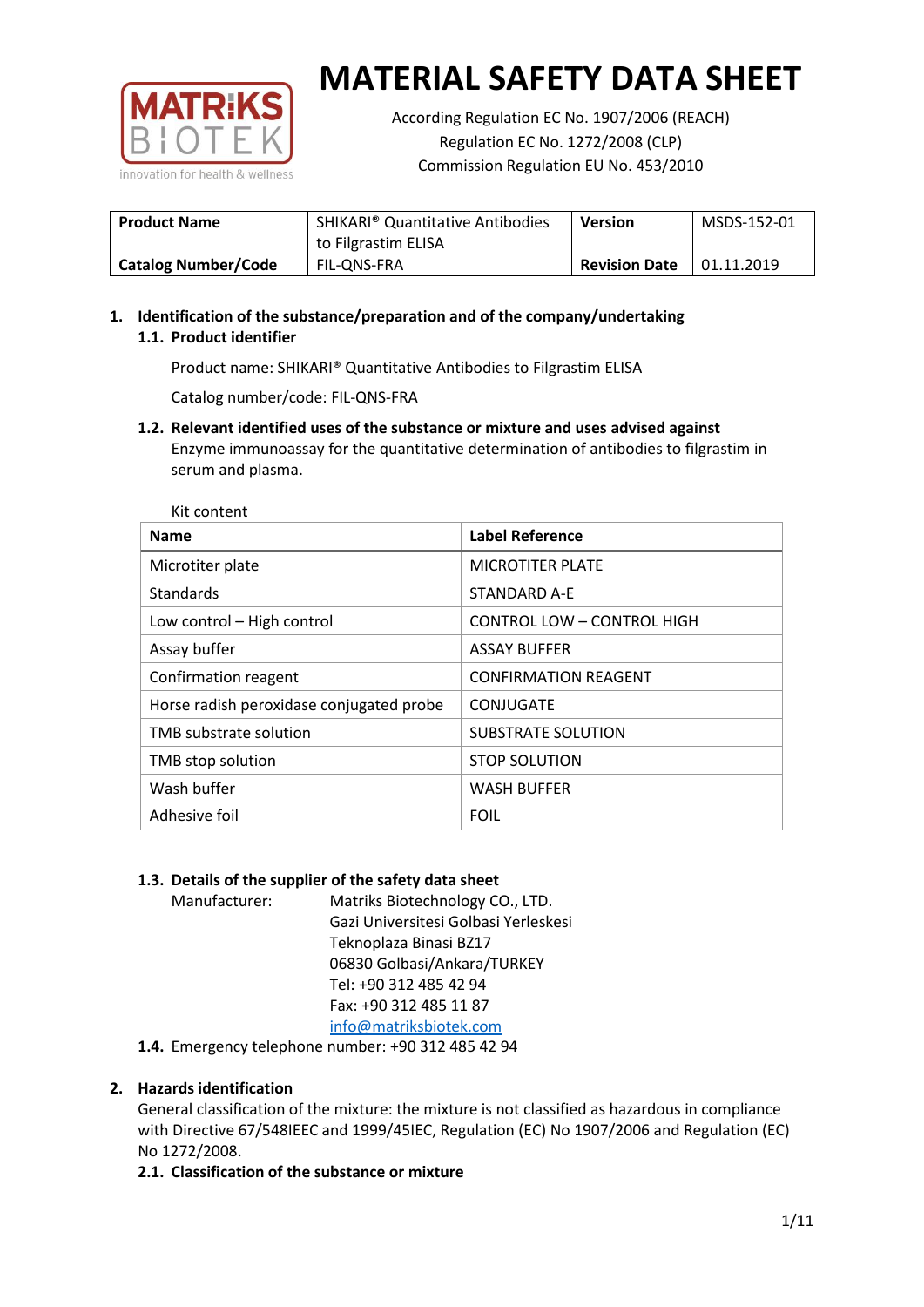# MATERIAL SAFETY DATA SHEET

According Regulation EC No. 1907/2006 (REACH)
Regulation EC No. 1272/2008 (CLP)
Commission Regulation EU No. 453/2010

| **Product Name** | SHIKARI® Quantitative Antibodies to Filgrastim ELISA | **Version** | MSDS-152-01 |
|---|---|---|---|
| **Catalog Number/Code** | FIL-QNS-FRA | **Revision Date** | 01.11.2019 |

## 1. Identification of the substance/preparation and of the company/undertaking

### 1.1. Product identifier

Product name: SHIKARI® Quantitative Antibodies to Filgrastim ELISA

Catalog number/code: FIL-QNS-FRA

### 1.2. Relevant identified uses of the substance or mixture and uses advised against

Enzyme immunoassay for the quantitative determination of antibodies to filgrastim in serum and plasma.

Kit content

| Name | Label Reference |
|---|---|
| Microtiter plate | MICROTITER PLATE |
| Standards | STANDARD A-E |
| Low control – High control | CONTROL LOW – CONTROL HIGH |
| Assay buffer | ASSAY BUFFER |
| Confirmation reagent | CONFIRMATION REAGENT |
| Horse radish peroxidase conjugated probe | CONJUGATE |
| TMB substrate solution | SUBSTRATE SOLUTION |
| TMB stop solution | STOP SOLUTION |
| Wash buffer | WASH BUFFER |
| Adhesive foil | FOIL |

### 1.3. Details of the supplier of the safety data sheet

Manufacturer: Matriks Biotechnology CO., LTD.
Gazi Universitesi Golbasi Yerleskesi
Teknoplaza Binasi BZ17
06830 Golbasi/Ankara/TURKEY
Tel: +90 312 485 42 94
Fax: +90 312 485 11 87
info@matriksbiotek.com

### 1.4. Emergency telephone number: +90 312 485 42 94

## 2. Hazards identification

General classification of the mixture: the mixture is not classified as hazardous in compliance with Directive 67/548IEEC and 1999/45IEC, Regulation (EC) No 1907/2006 and Regulation (EC) No 1272/2008.

### 2.1. Classification of the substance or mixture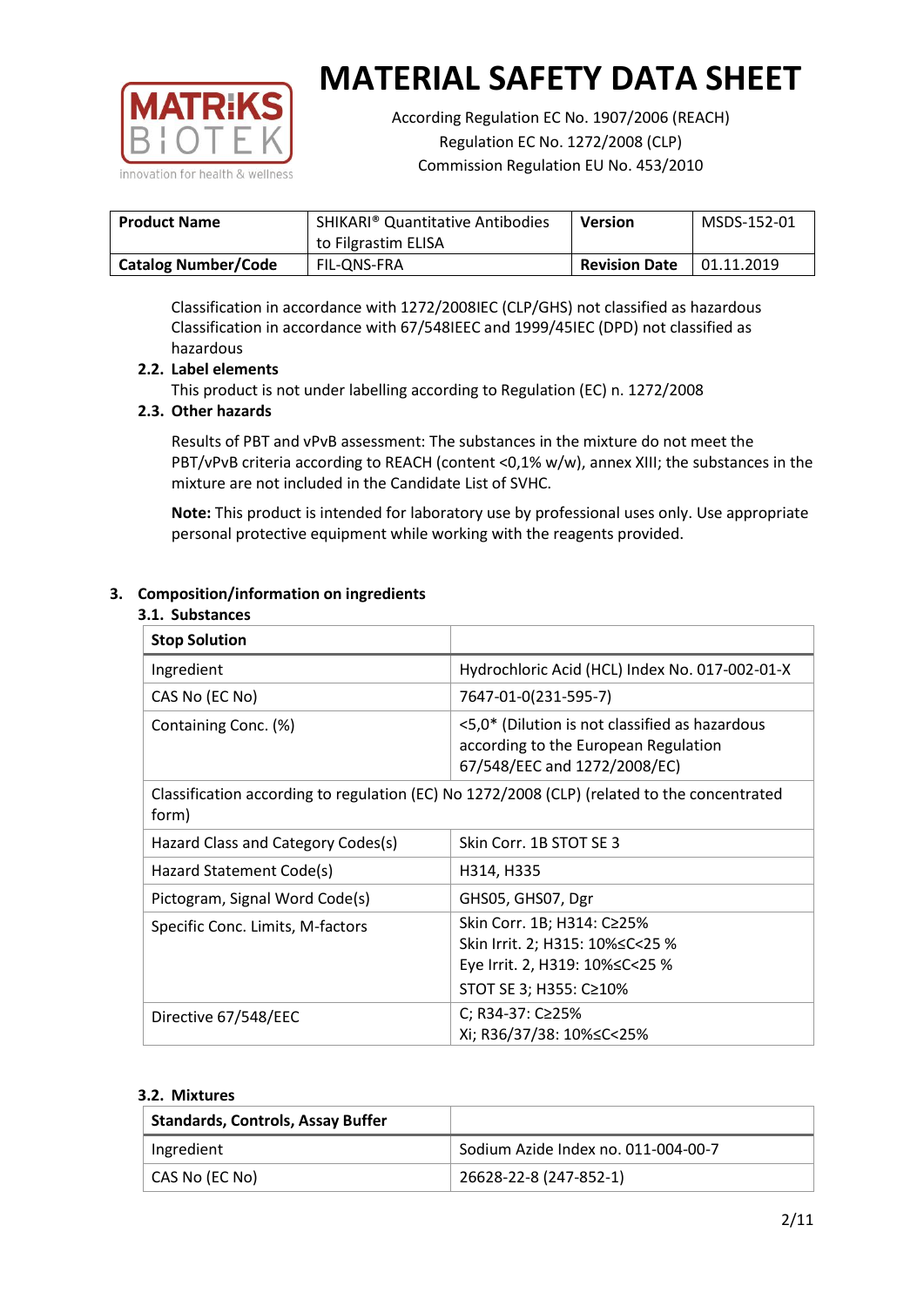# MATERIAL SAFETY DATA SHEET

According Regulation EC No. 1907/2006 (REACH)
Regulation EC No. 1272/2008 (CLP)
Commission Regulation EU No. 453/2010

| **Product Name** | SHIKARI® Quantitative Antibodies to Filgrastim ELISA | **Version** | MSDS-152-01 |
|---|---|---|---|
| **Catalog Number/Code** | FIL-QNS-FRA | **Revision Date** | 01.11.2019 |

Classification in accordance with 1272/2008IEC (CLP/GHS) not classified as hazardous
Classification in accordance with 67/548IEEC and 1999/45IEC (DPD) not classified as hazardous

### 2.2. Label elements

This product is not under labelling according to Regulation (EC) n. 1272/2008

### 2.3. Other hazards

Results of PBT and vPvB assessment: The substances in the mixture do not meet the PBT/vPvB criteria according to REACH (content <0,1% w/w), annex XIII; the substances in the mixture are not included in the Candidate List of SVHC.

**Note:** This product is intended for laboratory use by professional uses only. Use appropriate personal protective equipment while working with the reagents provided.

## 3. Composition/information on ingredients

### 3.1. Substances

| **Stop Solution** | |
|---|---|
| Ingredient | Hydrochloric Acid (HCL) Index No. 017-002-01-X |
| CAS No (EC No) | 7647-01-0(231-595-7) |
| Containing Conc. (%) | <5,0* (Dilution is not classified as hazardous according to the European Regulation 67/548/EEC and 1272/2008/EC) |
| Classification according to regulation (EC) No 1272/2008 (CLP) (related to the concentrated form) | |
| Hazard Class and Category Codes(s) | Skin Corr. 1B STOT SE 3 |
| Hazard Statement Code(s) | H314, H335 |
| Pictogram, Signal Word Code(s) | GHS05, GHS07, Dgr |
| Specific Conc. Limits, M-factors | Skin Corr. 1B; H314: C≥25%<br>Skin Irrit. 2; H315: 10%≤C<25 %<br>Eye Irrit. 2, H319: 10%≤C<25 %<br>STOT SE 3; H355: C≥10% |
| Directive 67/548/EEC | C; R34-37: C≥25%<br>Xi; R36/37/38: 10%≤C<25% |

### 3.2. Mixtures

| **Standards, Controls, Assay Buffer** | |
|---|---|
| Ingredient | Sodium Azide Index no. 011-004-00-7 |
| CAS No (EC No) | 26628-22-8 (247-852-1) |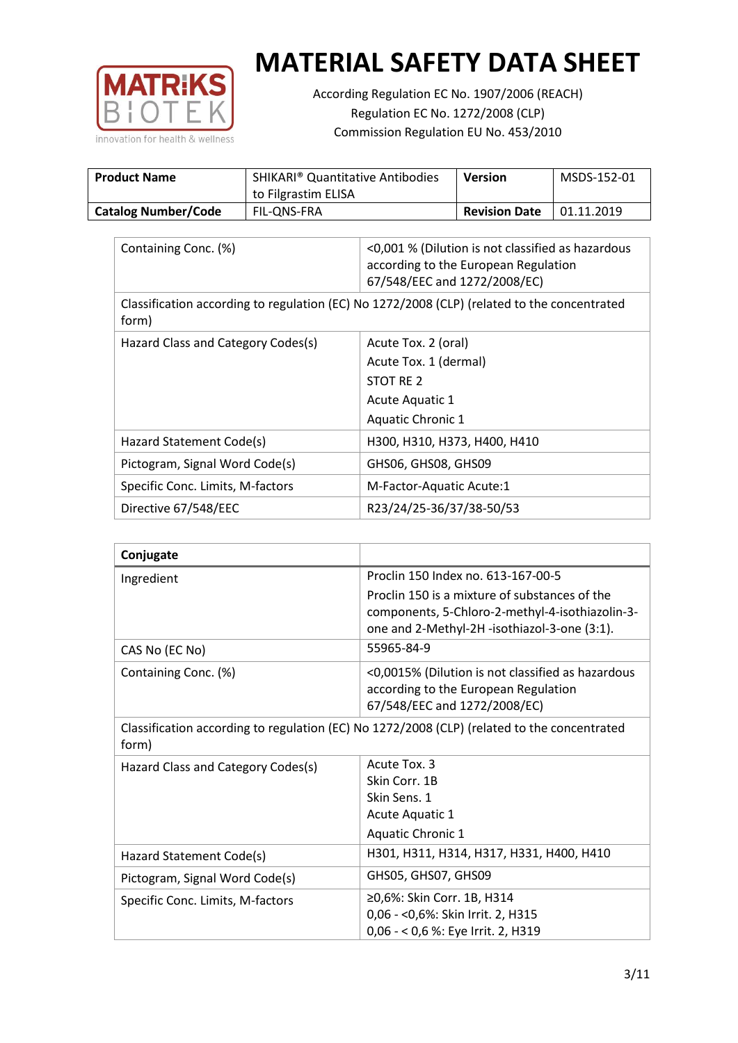# MATERIAL SAFETY DATA SHEET

According Regulation EC No. 1907/2006 (REACH)
Regulation EC No. 1272/2008 (CLP)
Commission Regulation EU No. 453/2010

| **Product Name** | SHIKARI® Quantitative Antibodies to Filgrastim ELISA | **Version** | MSDS-152-01 |
|---|---|---|---|
| **Catalog Number/Code** | FIL-QNS-FRA | **Revision Date** | 01.11.2019 |

| Containing Conc. (%) | <0,001 % (Dilution is not classified as hazardous according to the European Regulation 67/548/EEC and 1272/2008/EC) |
|---|---|
| Classification according to regulation (EC) No 1272/2008 (CLP) (related to the concentrated form) | |
| Hazard Class and Category Codes(s) | Acute Tox. 2 (oral)<br>Acute Tox. 1 (dermal)<br>STOT RE 2<br>Acute Aquatic 1<br>Aquatic Chronic 1 |
| Hazard Statement Code(s) | H300, H310, H373, H400, H410 |
| Pictogram, Signal Word Code(s) | GHS06, GHS08, GHS09 |
| Specific Conc. Limits, M-factors | M-Factor-Aquatic Acute:1 |
| Directive 67/548/EEC | R23/24/25-36/37/38-50/53 |

| **Conjugate** | |
|---|---|
| Ingredient | Proclin 150 Index no. 613-167-00-5<br>Proclin 150 is a mixture of substances of the components, 5-Chloro-2-methyl-4-isothiazolin-3-one and 2-Methyl-2H -isothiazol-3-one (3:1). |
| CAS No (EC No) | 55965-84-9 |
| Containing Conc. (%) | <0,0015% (Dilution is not classified as hazardous according to the European Regulation 67/548/EEC and 1272/2008/EC) |
| Classification according to regulation (EC) No 1272/2008 (CLP) (related to the concentrated form) | |
| Hazard Class and Category Codes(s) | Acute Tox. 3<br>Skin Corr. 1B<br>Skin Sens. 1<br>Acute Aquatic 1<br>Aquatic Chronic 1 |
| Hazard Statement Code(s) | H301, H311, H314, H317, H331, H400, H410 |
| Pictogram, Signal Word Code(s) | GHS05, GHS07, GHS09 |
| Specific Conc. Limits, M-factors | ≥0,6%: Skin Corr. 1B, H314<br>0,06 - <0,6%: Skin Irrit. 2, H315<br>0,06 - < 0,6 %: Eye Irrit. 2, H319 |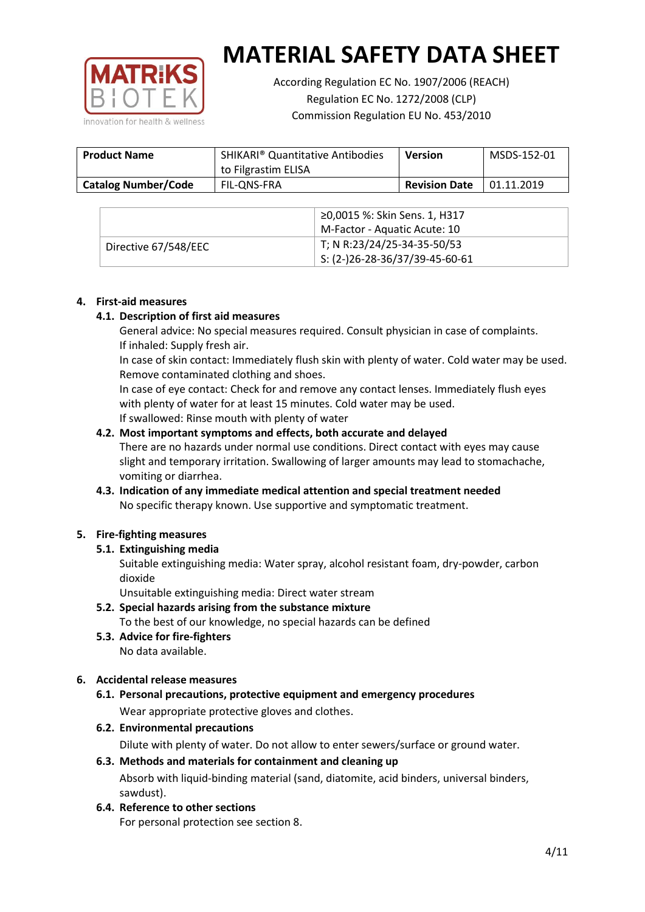# MATERIAL SAFETY DATA SHEET

According Regulation EC No. 1907/2006 (REACH)
Regulation EC No. 1272/2008 (CLP)
Commission Regulation EU No. 453/2010

| **Product Name** | SHIKARI® Quantitative Antibodies to Filgrastim ELISA | **Version** | MSDS-152-01 |
|---|---|---|---|
| **Catalog Number/Code** | FIL-QNS-FRA | **Revision Date** | 01.11.2019 |

| | |
|---|---|
| | ≥0,0015 %: Skin Sens. 1, H317<br>M-Factor - Aquatic Acute: 10 |
| Directive 67/548/EEC | T; N R:23/24/25-34-35-50/53<br>S: (2-)26-28-36/37/39-45-60-61 |

## 4. First-aid measures

### 4.1. Description of first aid measures

General advice: No special measures required. Consult physician in case of complaints.
If inhaled: Supply fresh air.
In case of skin contact: Immediately flush skin with plenty of water. Cold water may be used. Remove contaminated clothing and shoes.
In case of eye contact: Check for and remove any contact lenses. Immediately flush eyes with plenty of water for at least 15 minutes. Cold water may be used.
If swallowed: Rinse mouth with plenty of water

### 4.2. Most important symptoms and effects, both accurate and delayed

There are no hazards under normal use conditions. Direct contact with eyes may cause slight and temporary irritation. Swallowing of larger amounts may lead to stomachache, vomiting or diarrhea.

### 4.3. Indication of any immediate medical attention and special treatment needed

No specific therapy known. Use supportive and symptomatic treatment.

## 5. Fire-fighting measures

### 5.1. Extinguishing media

Suitable extinguishing media: Water spray, alcohol resistant foam, dry-powder, carbon dioxide
Unsuitable extinguishing media: Direct water stream

### 5.2. Special hazards arising from the substance mixture

To the best of our knowledge, no special hazards can be defined

### 5.3. Advice for fire-fighters

No data available.

## 6. Accidental release measures

### 6.1. Personal precautions, protective equipment and emergency procedures

Wear appropriate protective gloves and clothes.

### 6.2. Environmental precautions

Dilute with plenty of water. Do not allow to enter sewers/surface or ground water.

### 6.3. Methods and materials for containment and cleaning up

Absorb with liquid-binding material (sand, diatomite, acid binders, universal binders, sawdust).

### 6.4. Reference to other sections

For personal protection see section 8.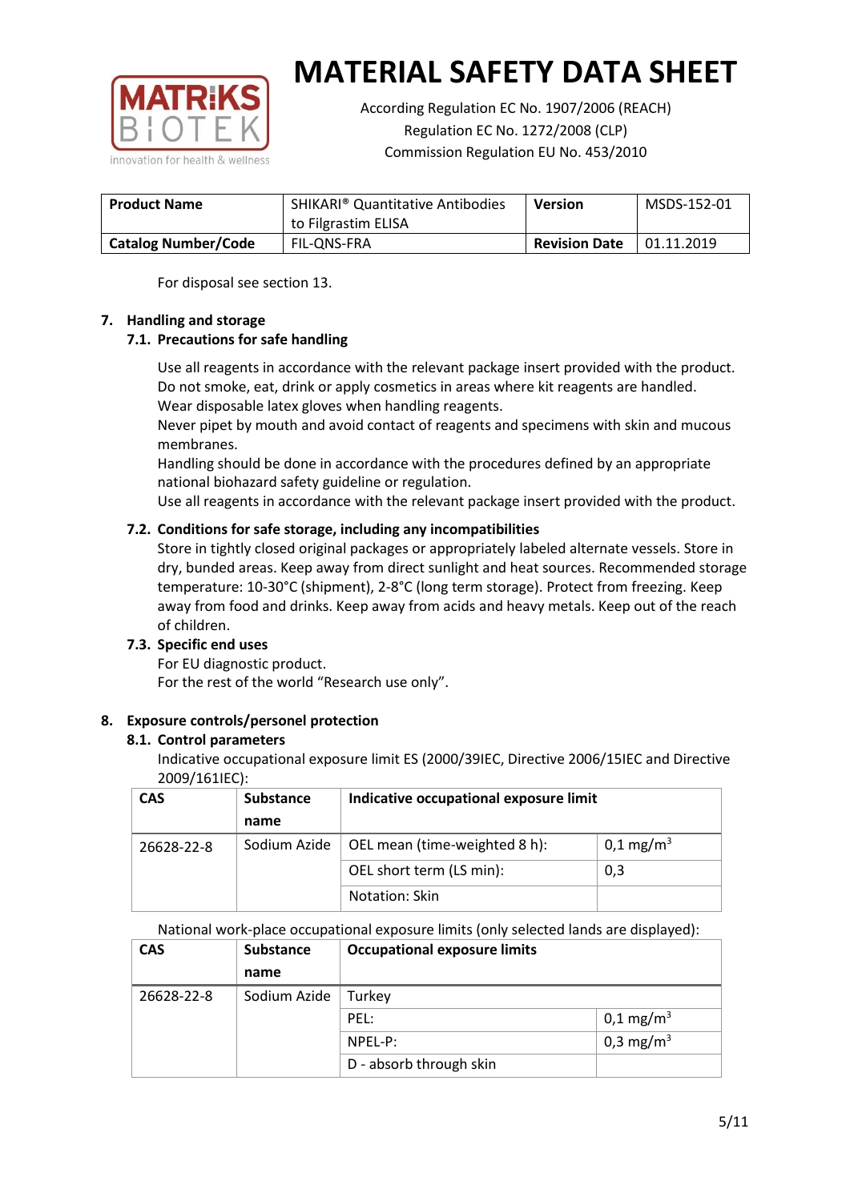# MATERIAL SAFETY DATA SHEET

According Regulation EC No. 1907/2006 (REACH)
Regulation EC No. 1272/2008 (CLP)
Commission Regulation EU No. 453/2010

| Product Name | SHIKARI® Quantitative Antibodies to Filgrastim ELISA | Version | MSDS-152-01 |
|---|---|---|---|
| Catalog Number/Code | FIL-QNS-FRA | Revision Date | 01.11.2019 |

For disposal see section 13.

## 7. Handling and storage

### 7.1. Precautions for safe handling

Use all reagents in accordance with the relevant package insert provided with the product.
Do not smoke, eat, drink or apply cosmetics in areas where kit reagents are handled.
Wear disposable latex gloves when handling reagents.
Never pipet by mouth and avoid contact of reagents and specimens with skin and mucous membranes.
Handling should be done in accordance with the procedures defined by an appropriate national biohazard safety guideline or regulation.
Use all reagents in accordance with the relevant package insert provided with the product.

### 7.2. Conditions for safe storage, including any incompatibilities

Store in tightly closed original packages or appropriately labeled alternate vessels. Store in dry, bunded areas. Keep away from direct sunlight and heat sources. Recommended storage temperature: 10-30°C (shipment), 2-8°C (long term storage). Protect from freezing. Keep away from food and drinks. Keep away from acids and heavy metals. Keep out of the reach of children.

### 7.3. Specific end uses

For EU diagnostic product.
For the rest of the world "Research use only".

## 8. Exposure controls/personel protection

### 8.1. Control parameters

Indicative occupational exposure limit ES (2000/39IEC, Directive 2006/15IEC and Directive 2009/161IEC):

| CAS | Substance name | Indicative occupational exposure limit | |
|---|---|---|---|
| 26628-22-8 | Sodium Azide | OEL mean (time-weighted 8 h): | 0,1 mg/m$^3$ |
| | | OEL short term (LS min): | 0,3 |
| | | Notation: Skin | |

National work-place occupational exposure limits (only selected lands are displayed):

| CAS | Substance name | Occupational exposure limits | |
|---|---|---|---|
| 26628-22-8 | Sodium Azide | Turkey | |
| | | PEL: | 0,1 mg/m$^3$ |
| | | NPEL-P: | 0,3 mg/m$^3$ |
| | | D - absorb through skin | |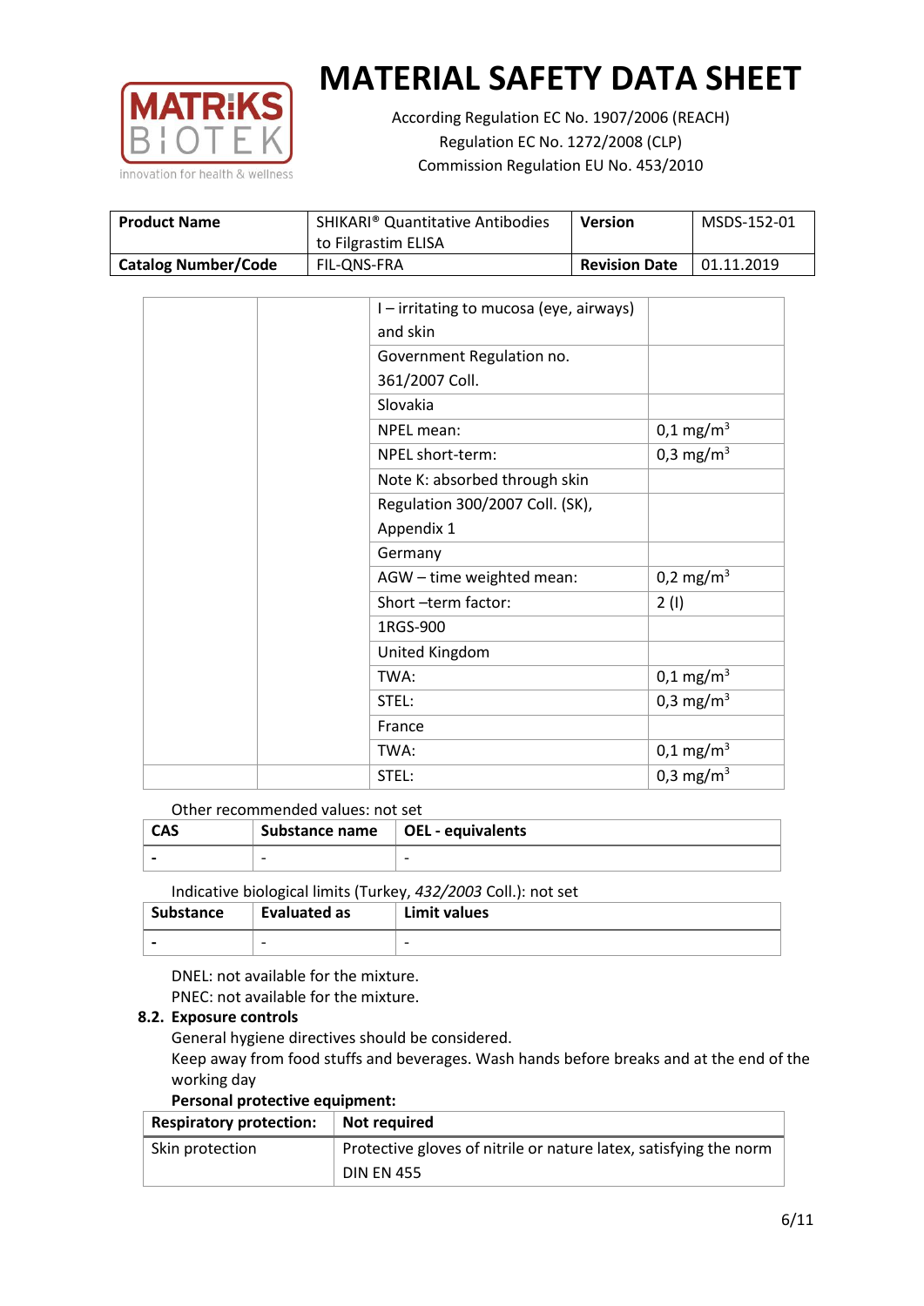|  |  | I – irritating to mucosa (eye, airways) and skin |  |
|---|---|---|---|
|  |  | Government Regulation no. 361/2007 Coll. |  |
|  |  | Slovakia |  |
|  |  | NPEL mean: | 0,1 mg/m$^3$ |
|  |  | NPEL short-term: | 0,3 mg/m$^3$ |
|  |  | Note K: absorbed through skin |  |
|  |  | Regulation 300/2007 Coll. (SK), Appendix 1 |  |
|  |  | Germany |  |
|  |  | AGW – time weighted mean: | 0,2 mg/m$^3$ |
|  |  | Short –term factor: | 2 (I) |
|  |  | 1RGS-900 |  |
|  |  | United Kingdom |  |
|  |  | TWA: | 0,1 mg/m$^3$ |
|  |  | STEL: | 0,3 mg/m$^3$ |
|  |  | France |  |
|  |  | TWA: | 0,1 mg/m$^3$ |
|  |  | STEL: | 0,3 mg/m$^3$ |

Other recommended values: not set

| CAS | Substance name | OEL - equivalents |
|---|---|---|
| - | - | - |

Indicative biological limits (Turkey, *432/2003* Coll.): not set

| Substance | Evaluated as | Limit values |
|---|---|---|
| - | - | - |

DNEL: not available for the mixture.
PNEC: not available for the mixture.

### 8.2. Exposure controls

General hygiene directives should be considered.
Keep away from food stuffs and beverages. Wash hands before breaks and at the end of the working day

**Personal protective equipment:**

| Respiratory protection: | Not required |
|---|---|
| Skin protection | Protective gloves of nitrile or nature latex, satisfying the norm DIN EN 455 |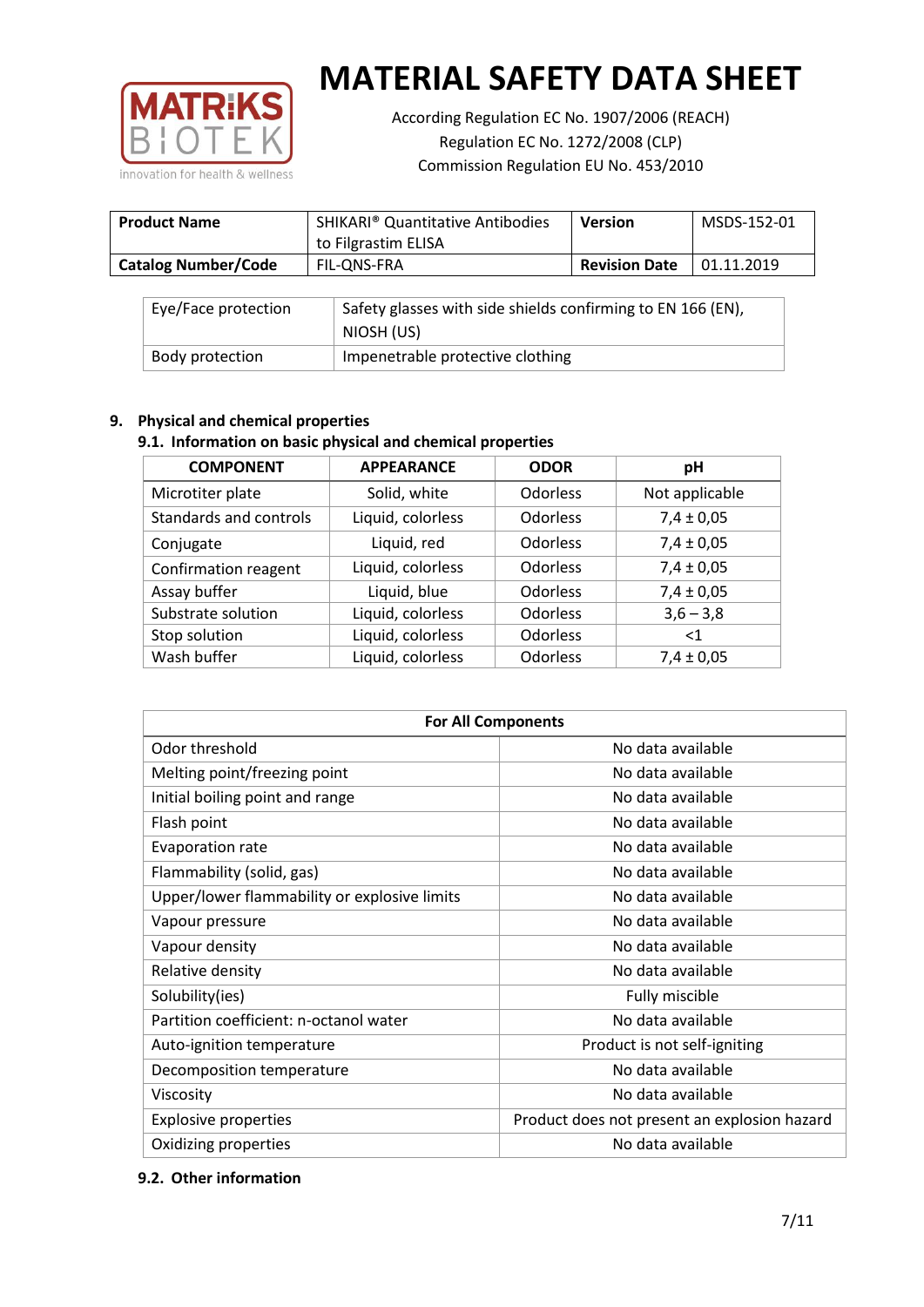# MATERIAL SAFETY DATA SHEET

According Regulation EC No. 1907/2006 (REACH)
Regulation EC No. 1272/2008 (CLP)
Commission Regulation EU No. 453/2010

| **Product Name** | SHIKARI® Quantitative Antibodies to Filgrastim ELISA | **Version** | MSDS-152-01 |
|---|---|---|---|
| **Catalog Number/Code** | FIL-QNS-FRA | **Revision Date** | 01.11.2019 |

| Eye/Face protection | Safety glasses with side shields confirming to EN 166 (EN), NIOSH (US) |
|---|---|
| Body protection | Impenetrable protective clothing |

## 9. Physical and chemical properties

### 9.1. Information on basic physical and chemical properties

| COMPONENT | APPEARANCE | ODOR | pH |
|---|---|---|---|
| Microtiter plate | Solid, white | Odorless | Not applicable |
| Standards and controls | Liquid, colorless | Odorless | 7,4 ± 0,05 |
| Conjugate | Liquid, red | Odorless | 7,4 ± 0,05 |
| Confirmation reagent | Liquid, colorless | Odorless | 7,4 ± 0,05 |
| Assay buffer | Liquid, blue | Odorless | 7,4 ± 0,05 |
| Substrate solution | Liquid, colorless | Odorless | 3,6 – 3,8 |
| Stop solution | Liquid, colorless | Odorless | <1 |
| Wash buffer | Liquid, colorless | Odorless | 7,4 ± 0,05 |

| **For All Components** | |
|---|---|
| Odor threshold | No data available |
| Melting point/freezing point | No data available |
| Initial boiling point and range | No data available |
| Flash point | No data available |
| Evaporation rate | No data available |
| Flammability (solid, gas) | No data available |
| Upper/lower flammability or explosive limits | No data available |
| Vapour pressure | No data available |
| Vapour density | No data available |
| Relative density | No data available |
| Solubility(ies) | Fully miscible |
| Partition coefficient: n-octanol water | No data available |
| Auto-ignition temperature | Product is not self-igniting |
| Decomposition temperature | No data available |
| Viscosity | No data available |
| Explosive properties | Product does not present an explosion hazard |
| Oxidizing properties | No data available |

### 9.2. Other information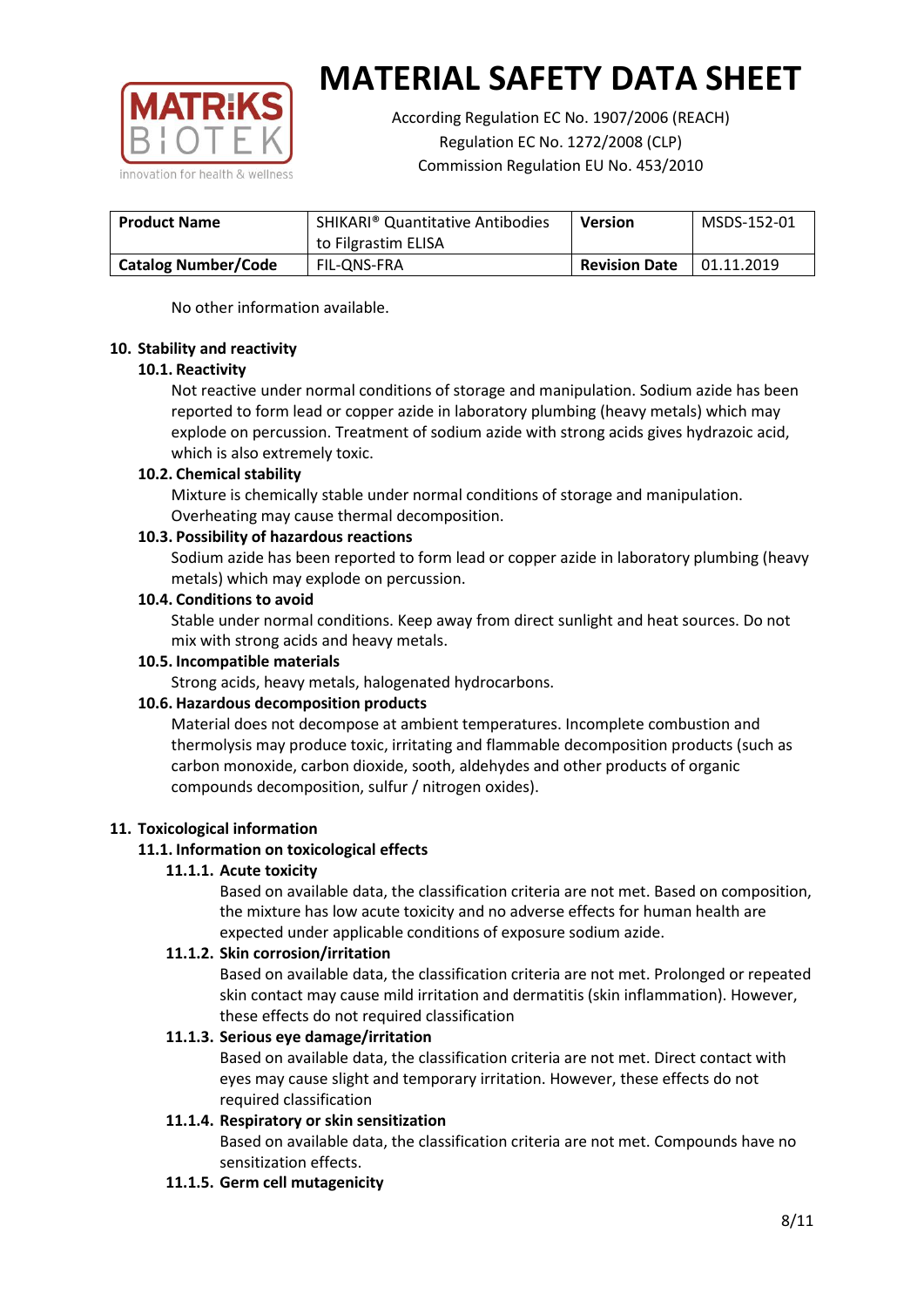No other information available.

## 10. Stability and reactivity

### 10.1. Reactivity

Not reactive under normal conditions of storage and manipulation. Sodium azide has been reported to form lead or copper azide in laboratory plumbing (heavy metals) which may explode on percussion. Treatment of sodium azide with strong acids gives hydrazoic acid, which is also extremely toxic.

### 10.2. Chemical stability

Mixture is chemically stable under normal conditions of storage and manipulation. Overheating may cause thermal decomposition.

### 10.3. Possibility of hazardous reactions

Sodium azide has been reported to form lead or copper azide in laboratory plumbing (heavy metals) which may explode on percussion.

### 10.4. Conditions to avoid

Stable under normal conditions. Keep away from direct sunlight and heat sources. Do not mix with strong acids and heavy metals.

### 10.5. Incompatible materials

Strong acids, heavy metals, halogenated hydrocarbons.

### 10.6. Hazardous decomposition products

Material does not decompose at ambient temperatures. Incomplete combustion and thermolysis may produce toxic, irritating and flammable decomposition products (such as carbon monoxide, carbon dioxide, sooth, aldehydes and other products of organic compounds decomposition, sulfur / nitrogen oxides).

## 11. Toxicological information

### 11.1. Information on toxicological effects

#### 11.1.1. Acute toxicity

Based on available data, the classification criteria are not met. Based on composition, the mixture has low acute toxicity and no adverse effects for human health are expected under applicable conditions of exposure sodium azide.

#### 11.1.2. Skin corrosion/irritation

Based on available data, the classification criteria are not met. Prolonged or repeated skin contact may cause mild irritation and dermatitis (skin inflammation). However, these effects do not required classification

#### 11.1.3. Serious eye damage/irritation

Based on available data, the classification criteria are not met. Direct contact with eyes may cause slight and temporary irritation. However, these effects do not required classification

#### 11.1.4. Respiratory or skin sensitization

Based on available data, the classification criteria are not met. Compounds have no sensitization effects.

#### 11.1.5. Germ cell mutagenicity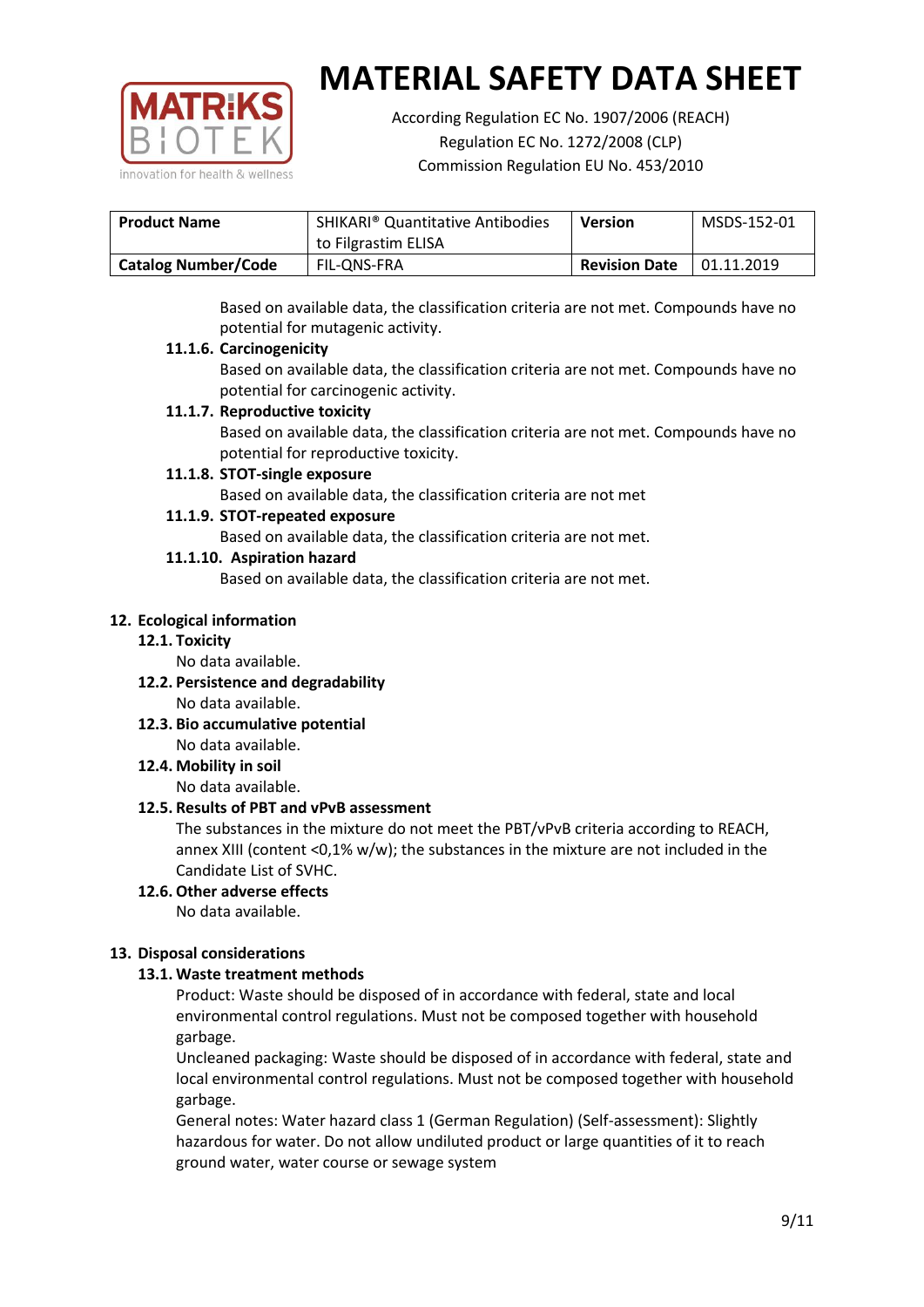| Product Name | SHIKARI® Quantitative Antibodies to Filgrastim ELISA | Version | MSDS-152-01 |
|---|---|---|---|
| Catalog Number/Code | FIL-QNS-FRA | Revision Date | 01.11.2019 |

Based on available data, the classification criteria are not met. Compounds have no potential for mutagenic activity.

#### 11.1.6. Carcinogenicity

Based on available data, the classification criteria are not met. Compounds have no potential for carcinogenic activity.

#### 11.1.7. Reproductive toxicity

Based on available data, the classification criteria are not met. Compounds have no potential for reproductive toxicity.

#### 11.1.8. STOT-single exposure

Based on available data, the classification criteria are not met

#### 11.1.9. STOT-repeated exposure

Based on available data, the classification criteria are not met.

#### 11.1.10. Aspiration hazard

Based on available data, the classification criteria are not met.

## 12. Ecological information

### 12.1. Toxicity

No data available.

### 12.2. Persistence and degradability

No data available.

### 12.3. Bio accumulative potential

No data available.

### 12.4. Mobility in soil

No data available.

### 12.5. Results of PBT and vPvB assessment

The substances in the mixture do not meet the PBT/vPvB criteria according to REACH, annex XIII (content <0,1% w/w); the substances in the mixture are not included in the Candidate List of SVHC.

### 12.6. Other adverse effects

No data available.

## 13. Disposal considerations

### 13.1. Waste treatment methods

Product: Waste should be disposed of in accordance with federal, state and local environmental control regulations. Must not be composed together with household garbage.

Uncleaned packaging: Waste should be disposed of in accordance with federal, state and local environmental control regulations. Must not be composed together with household garbage.

General notes: Water hazard class 1 (German Regulation) (Self-assessment): Slightly hazardous for water. Do not allow undiluted product or large quantities of it to reach ground water, water course or sewage system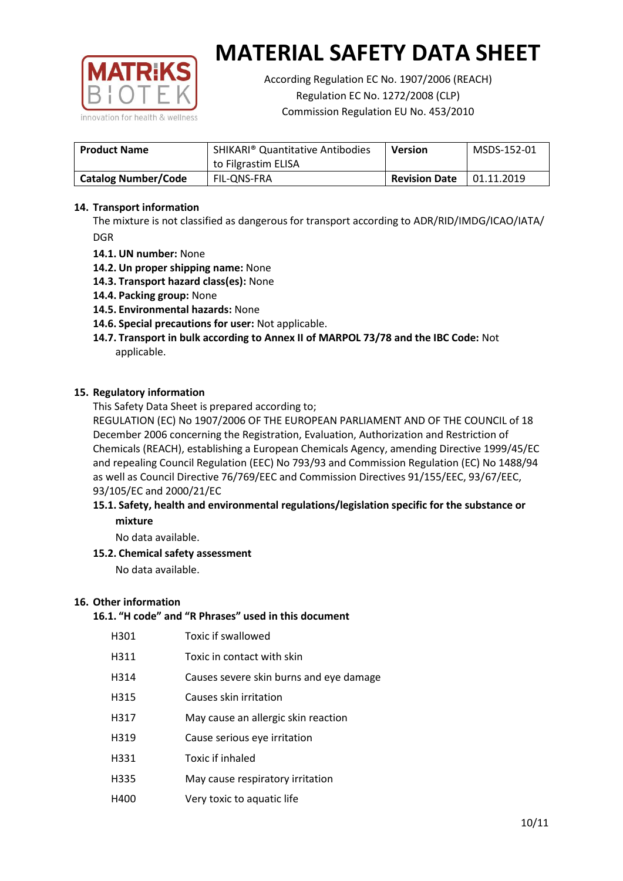# MATERIAL SAFETY DATA SHEET

According Regulation EC No. 1907/2006 (REACH)
Regulation EC No. 1272/2008 (CLP)
Commission Regulation EU No. 453/2010

| **Product Name** | SHIKARI® Quantitative Antibodies to Filgrastim ELISA | **Version** | MSDS-152-01 |
|---|---|---|---|
| **Catalog Number/Code** | FIL-QNS-FRA | **Revision Date** | 01.11.2019 |

## 14. Transport information

The mixture is not classified as dangerous for transport according to ADR/RID/IMDG/ICAO/IATA/DGR

- **14.1. UN number:** None
- **14.2. Un proper shipping name:** None
- **14.3. Transport hazard class(es):** None
- **14.4. Packing group:** None
- **14.5. Environmental hazards:** None
- **14.6. Special precautions for user:** Not applicable.
- **14.7. Transport in bulk according to Annex II of MARPOL 73/78 and the IBC Code:** Not applicable.

## 15. Regulatory information

This Safety Data Sheet is prepared according to;
REGULATION (EC) No 1907/2006 OF THE EUROPEAN PARLIAMENT AND OF THE COUNCIL of 18 December 2006 concerning the Registration, Evaluation, Authorization and Restriction of Chemicals (REACH), establishing a European Chemicals Agency, amending Directive 1999/45/EC and repealing Council Regulation (EEC) No 793/93 and Commission Regulation (EC) No 1488/94 as well as Council Directive 76/769/EEC and Commission Directives 91/155/EEC, 93/67/EEC, 93/105/EC and 2000/21/EC

### 15.1. Safety, health and environmental regulations/legislation specific for the substance or mixture

No data available.

### 15.2. Chemical safety assessment

No data available.

## 16. Other information

### 16.1. "H code" and "R Phrases" used in this document

| | |
|---|---|
| H301 | Toxic if swallowed |
| H311 | Toxic in contact with skin |
| H314 | Causes severe skin burns and eye damage |
| H315 | Causes skin irritation |
| H317 | May cause an allergic skin reaction |
| H319 | Cause serious eye irritation |
| H331 | Toxic if inhaled |
| H335 | May cause respiratory irritation |
| H400 | Very toxic to aquatic life |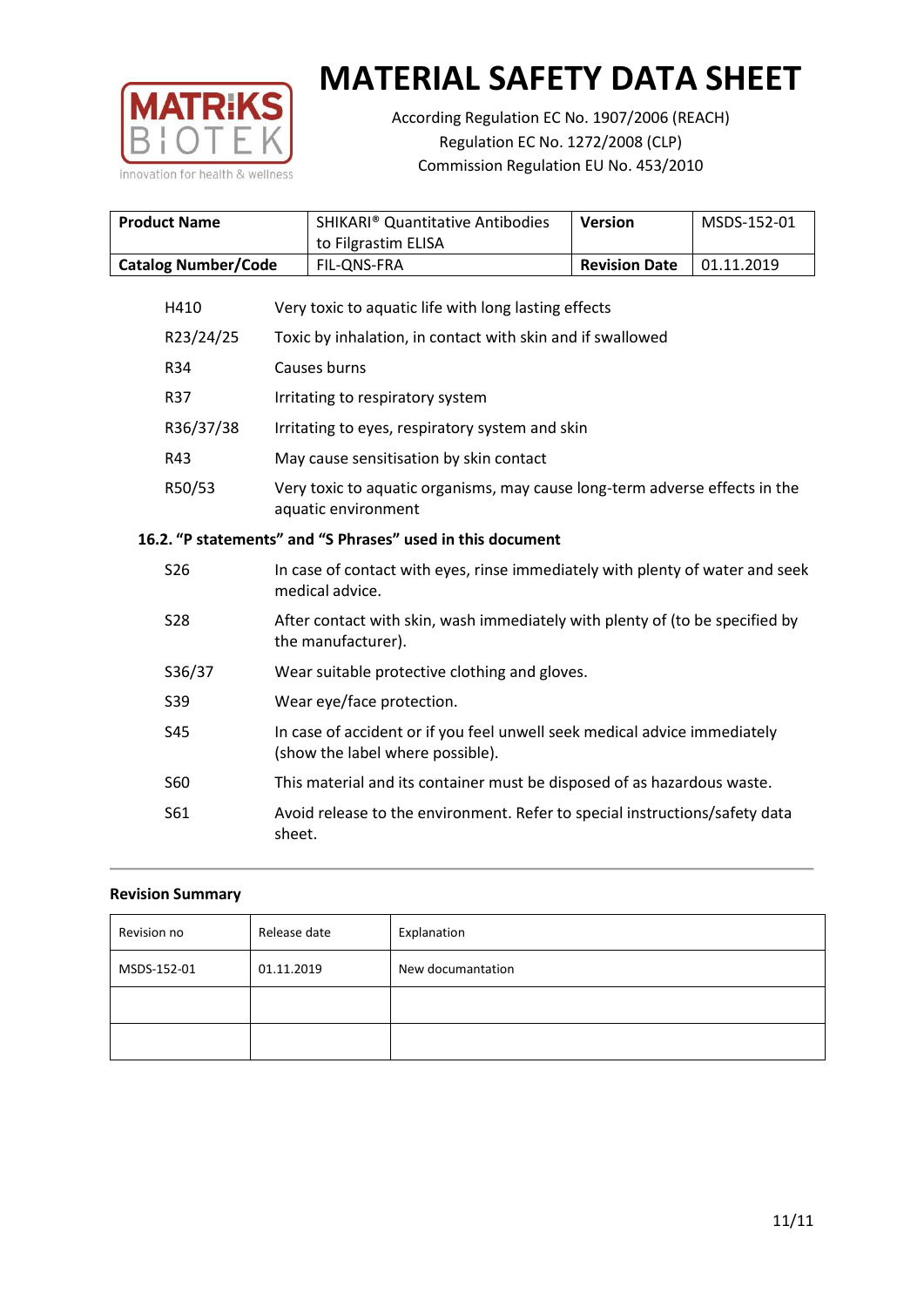| Product Name | SHIKARI® Quantitative Antibodies to Filgrastim ELISA | Version | MSDS-152-01 |
|---|---|---|---|
| **Catalog Number/Code** | FIL-QNS-FRA | **Revision Date** | 01.11.2019 |

| | |
|---|---|
| H410 | Very toxic to aquatic life with long lasting effects |
| R23/24/25 | Toxic by inhalation, in contact with skin and if swallowed |
| R34 | Causes burns |
| R37 | Irritating to respiratory system |
| R36/37/38 | Irritating to eyes, respiratory system and skin |
| R43 | May cause sensitisation by skin contact |
| R50/53 | Very toxic to aquatic organisms, may cause long-term adverse effects in the aquatic environment |

### 16.2. "P statements" and "S Phrases" used in this document

| | |
|---|---|
| S26 | In case of contact with eyes, rinse immediately with plenty of water and seek medical advice. |
| S28 | After contact with skin, wash immediately with plenty of (to be specified by the manufacturer). |
| S36/37 | Wear suitable protective clothing and gloves. |
| S39 | Wear eye/face protection. |
| S45 | In case of accident or if you feel unwell seek medical advice immediately (show the label where possible). |
| S60 | This material and its container must be disposed of as hazardous waste. |
| S61 | Avoid release to the environment. Refer to special instructions/safety data sheet. |

**Revision Summary**

| Revision no | Release date | Explanation |
|---|---|---|
| MSDS-152-01 | 01.11.2019 | New documantation |
| | | |
| | | |